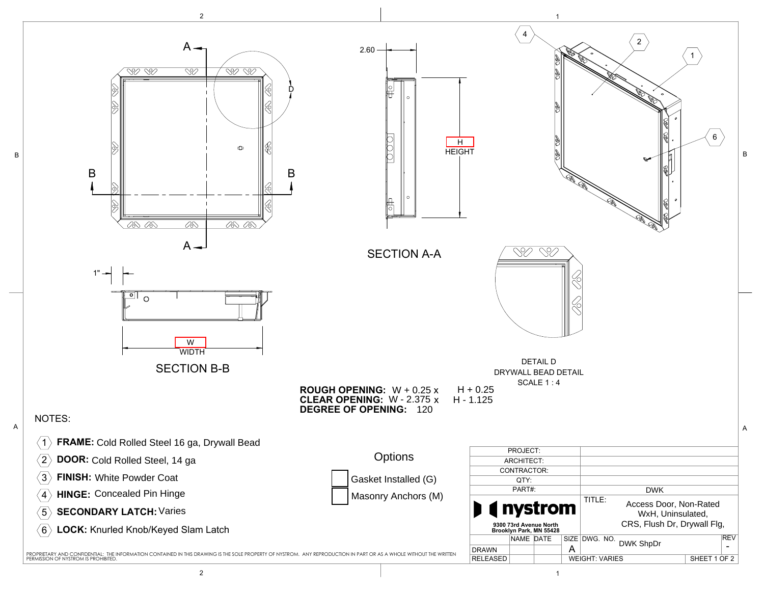SECTION A-A

2.60

H
HEIGHT

SECTION B-B

1"

W
WIDTH

DETAIL D
DRYWALL BEAD DETAIL
SCALE 1 : 4

**ROUGH OPENING:** W + 0.25 x H + 0.25
**CLEAR OPENING:** W - 2.375 x H - 1.125
**DEGREE OF OPENING:** 120

NOTES:

1. **FRAME:** Cold Rolled Steel 16 ga, Drywall Bead
2. **DOOR:** Cold Rolled Steel, 14 ga
3. **FINISH:** White Powder Coat
4. **HINGE:** Concealed Pin Hinge
5. **SECONDARY LATCH:** Varies
6. **LOCK:** Knurled Knob/Keyed Slam Latch

Options

- [ ] Gasket Installed (G)
- [ ] Masonry Anchors (M)

| PROJECT: | |
|---|---|
| ARCHITECT: | |
| CONTRACTOR: | |
| QTY: | |
| PART#: | DWK |

nystrom
9300 73rd Avenue North
Brooklyn Park, MN 55428

TITLE: Access Door, Non-Rated WxH, Uninsulated, CRS, Flush Dr, Drywall Flg,

| | NAME | DATE | SIZE | DWG. NO. | REV |
|---|---|---|---|---|---|
| DRAWN | | | A | DWK ShpDr | - |
| RELEASED | | | WEIGHT: VARIES | | |

PROPRIETARY AND CONFIDENTIAL: THE INFORMATION CONTAINED IN THIS DRAWING IS THE SOLE PROPERTY OF NYSTROM. ANY REPRODUCTION IN PART OR AS A WHOLE WITHOUT THE WRITTEN PERMISSION OF NYSTROM IS PROHIBITED.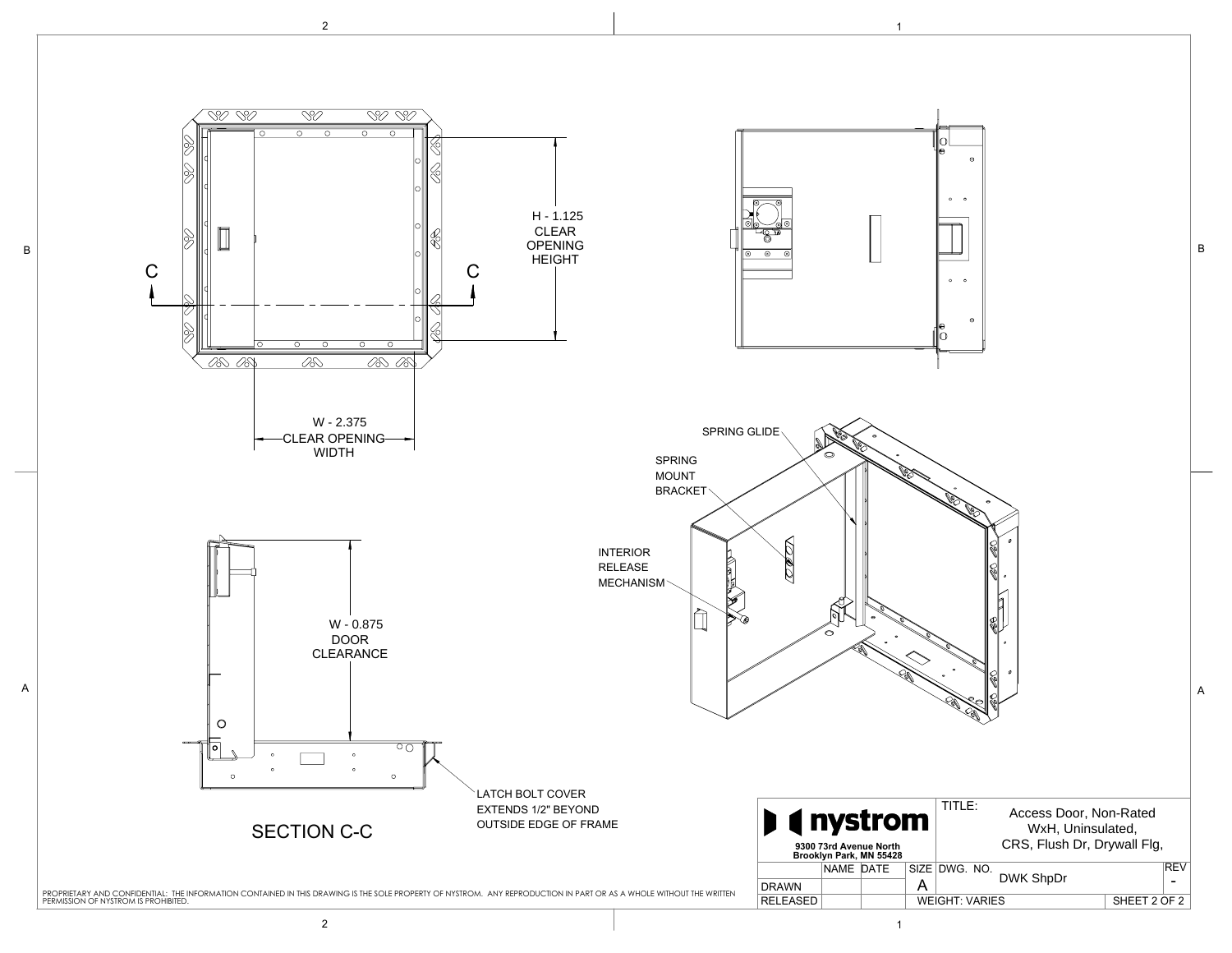H - 1.125
CLEAR
OPENING
HEIGHT

C

C

W - 2.375
CLEAR OPENING
WIDTH

SPRING GLIDE

SPRING
MOUNT
BRACKET

INTERIOR
RELEASE
MECHANISM

W - 0.875
DOOR
CLEARANCE

LATCH BOLT COVER
EXTENDS 1/2" BEYOND
OUTSIDE EDGE OF FRAME

SECTION C-C

PROPRIETARY AND CONFIDENTIAL: THE INFORMATION CONTAINED IN THIS DRAWING IS THE SOLE PROPERTY OF NYSTROM. ANY REPRODUCTION IN PART OR AS A WHOLE WITHOUT THE WRITTEN PERMISSION OF NYSTROM IS PROHIBITED.

| | | | | | |
|---|---|---|---|---|---|
| **nystrom** 9300 73rd Avenue North Brooklyn Park, MN 55428 | | | TITLE: Access Door, Non-Rated WxH, Uninsulated, CRS, Flush Dr, Drywall Flg, | | |
| | NAME | DATE | SIZE | DWG. NO. DWK ShpDr | REV |
| DRAWN | | | A | | - |
| RELEASED | | | WEIGHT: VARIES | SHEET 2 OF 2 | |